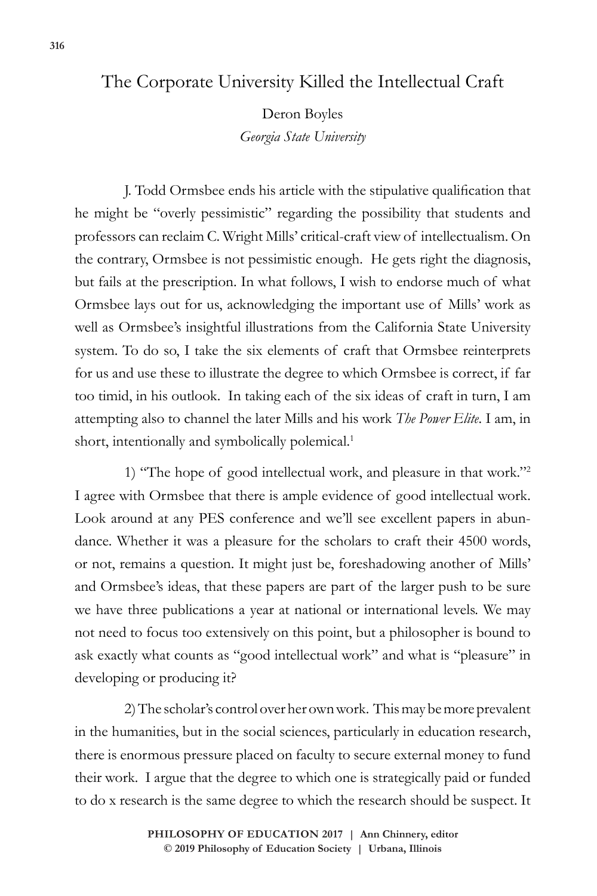# The Corporate University Killed the Intellectual Craft

Deron Boyles
*Georgia State University*

J. Todd Ormsbee ends his article with the stipulative qualification that he might be "overly pessimistic" regarding the possibility that students and professors can reclaim C. Wright Mills' critical-craft view of intellectualism. On the contrary, Ormsbee is not pessimistic enough. He gets right the diagnosis, but fails at the prescription. In what follows, I wish to endorse much of what Ormsbee lays out for us, acknowledging the important use of Mills' work as well as Ormsbee's insightful illustrations from the California State University system. To do so, I take the six elements of craft that Ormsbee reinterprets for us and use these to illustrate the degree to which Ormsbee is correct, if far too timid, in his outlook. In taking each of the six ideas of craft in turn, I am attempting also to channel the later Mills and his work *The Power Elite*. I am, in short, intentionally and symbolically polemical.[1]

1) "The hope of good intellectual work, and pleasure in that work."[2] I agree with Ormsbee that there is ample evidence of good intellectual work. Look around at any PES conference and we'll see excellent papers in abundance. Whether it was a pleasure for the scholars to craft their 4500 words, or not, remains a question. It might just be, foreshadowing another of Mills' and Ormsbee's ideas, that these papers are part of the larger push to be sure we have three publications a year at national or international levels. We may not need to focus too extensively on this point, but a philosopher is bound to ask exactly what counts as "good intellectual work" and what is "pleasure" in developing or producing it?

2) The scholar's control over her own work. This may be more prevalent in the humanities, but in the social sciences, particularly in education research, there is enormous pressure placed on faculty to secure external money to fund their work. I argue that the degree to which one is strategically paid or funded to do x research is the same degree to which the research should be suspect. It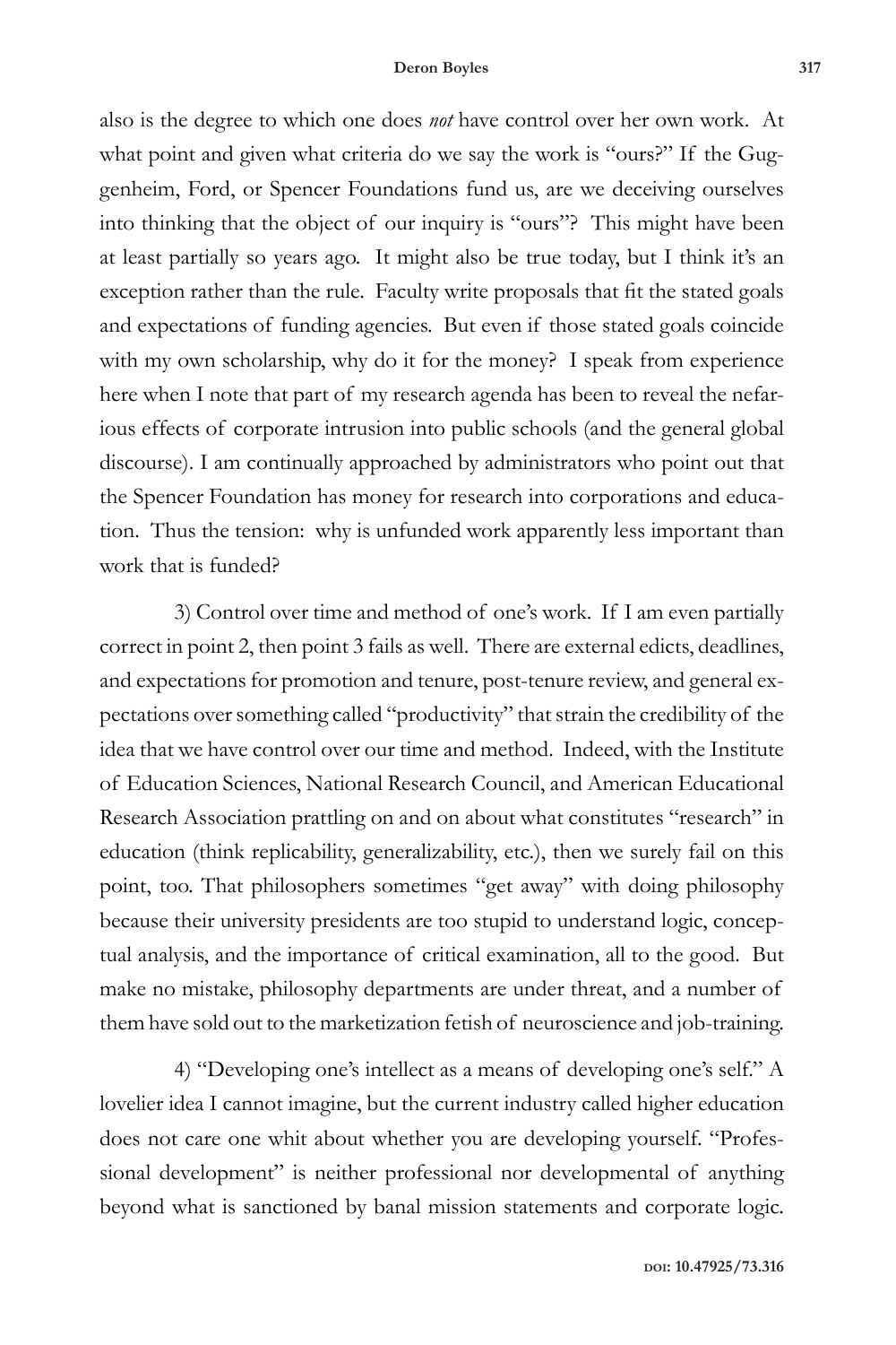also is the degree to which one does *not* have control over her own work. At what point and given what criteria do we say the work is "ours?" If the Guggenheim, Ford, or Spencer Foundations fund us, are we deceiving ourselves into thinking that the object of our inquiry is "ours"? This might have been at least partially so years ago. It might also be true today, but I think it's an exception rather than the rule. Faculty write proposals that fit the stated goals and expectations of funding agencies. But even if those stated goals coincide with my own scholarship, why do it for the money? I speak from experience here when I note that part of my research agenda has been to reveal the nefarious effects of corporate intrusion into public schools (and the general global discourse). I am continually approached by administrators who point out that the Spencer Foundation has money for research into corporations and education. Thus the tension: why is unfunded work apparently less important than work that is funded?

3) Control over time and method of one's work. If I am even partially correct in point 2, then point 3 fails as well. There are external edicts, deadlines, and expectations for promotion and tenure, post-tenure review, and general expectations over something called "productivity" that strain the credibility of the idea that we have control over our time and method. Indeed, with the Institute of Education Sciences, National Research Council, and American Educational Research Association prattling on and on about what constitutes "research" in education (think replicability, generalizability, etc.), then we surely fail on this point, too. That philosophers sometimes "get away" with doing philosophy because their university presidents are too stupid to understand logic, conceptual analysis, and the importance of critical examination, all to the good. But make no mistake, philosophy departments are under threat, and a number of them have sold out to the marketization fetish of neuroscience and job-training.

4) "Developing one's intellect as a means of developing one's self." A lovelier idea I cannot imagine, but the current industry called higher education does not care one whit about whether you are developing yourself. "Professional development" is neither professional nor developmental of anything beyond what is sanctioned by banal mission statements and corporate logic.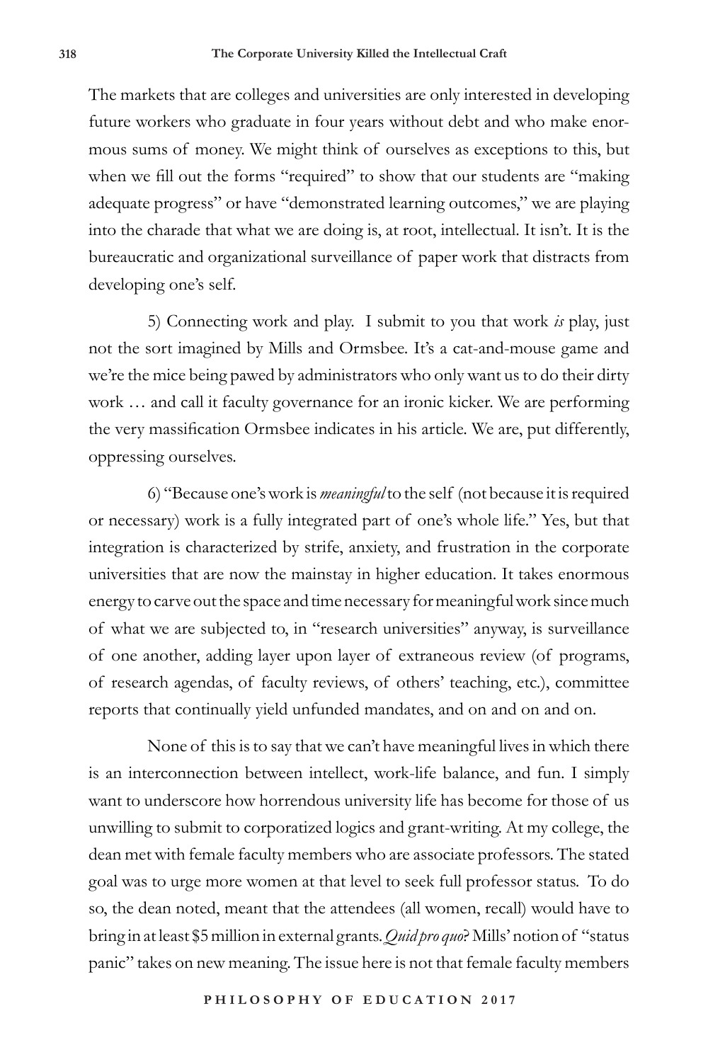The markets that are colleges and universities are only interested in developing future workers who graduate in four years without debt and who make enormous sums of money. We might think of ourselves as exceptions to this, but when we fill out the forms "required" to show that our students are "making adequate progress" or have "demonstrated learning outcomes," we are playing into the charade that what we are doing is, at root, intellectual. It isn't. It is the bureaucratic and organizational surveillance of paper work that distracts from developing one's self.

5) Connecting work and play. I submit to you that work *is* play, just not the sort imagined by Mills and Ormsbee. It's a cat-and-mouse game and we're the mice being pawed by administrators who only want us to do their dirty work … and call it faculty governance for an ironic kicker. We are performing the very massification Ormsbee indicates in his article. We are, put differently, oppressing ourselves.

6) "Because one's work is *meaningful* to the self (not because it is required or necessary) work is a fully integrated part of one's whole life." Yes, but that integration is characterized by strife, anxiety, and frustration in the corporate universities that are now the mainstay in higher education. It takes enormous energy to carve out the space and time necessary for meaningful work since much of what we are subjected to, in "research universities" anyway, is surveillance of one another, adding layer upon layer of extraneous review (of programs, of research agendas, of faculty reviews, of others' teaching, etc.), committee reports that continually yield unfunded mandates, and on and on and on.

None of this is to say that we can't have meaningful lives in which there is an interconnection between intellect, work-life balance, and fun. I simply want to underscore how horrendous university life has become for those of us unwilling to submit to corporatized logics and grant-writing. At my college, the dean met with female faculty members who are associate professors. The stated goal was to urge more women at that level to seek full professor status. To do so, the dean noted, meant that the attendees (all women, recall) would have to bring in at least $5 million in external grants. *Quid pro quo*? Mills' notion of "status panic" takes on new meaning. The issue here is not that female faculty members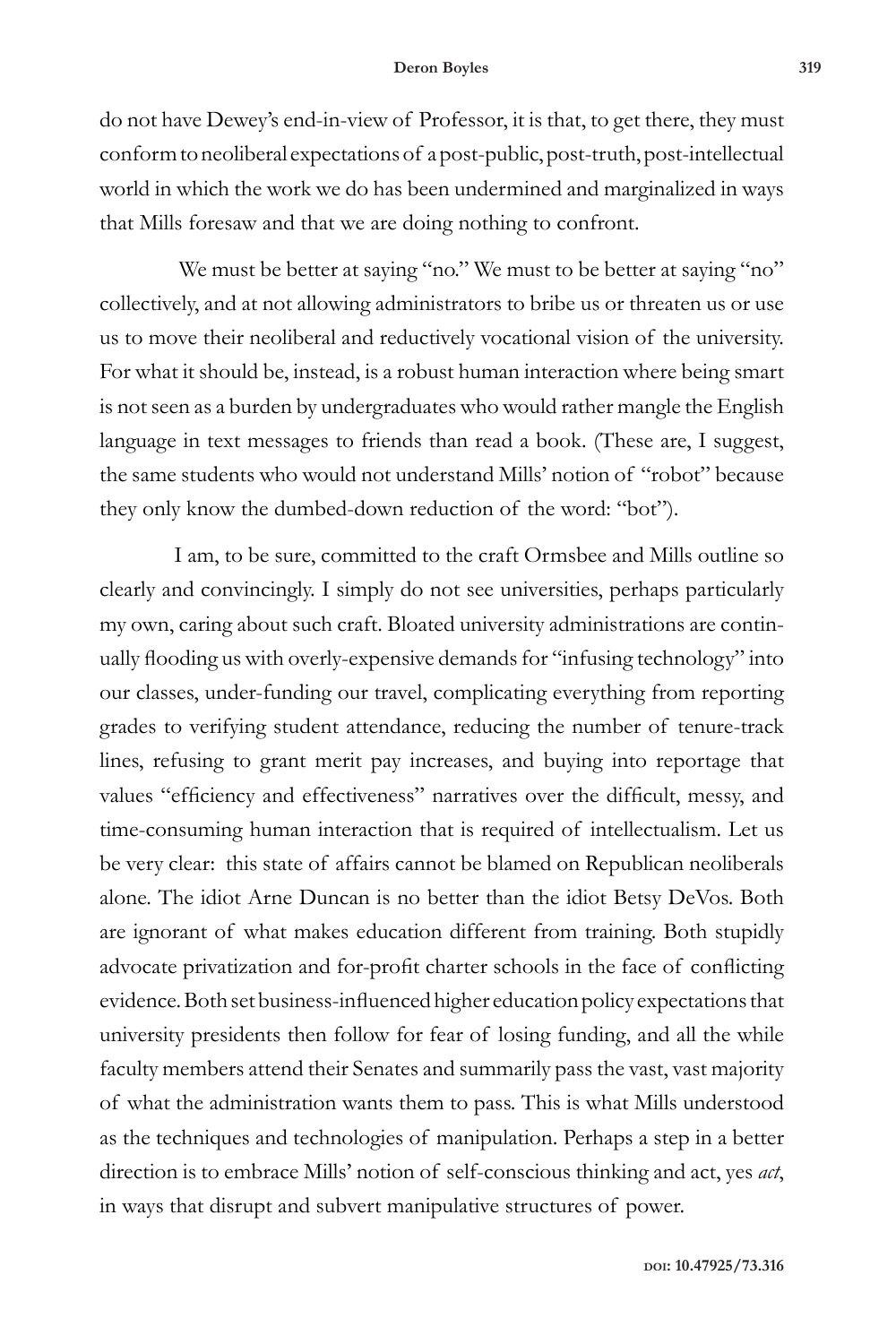do not have Dewey's end-in-view of Professor, it is that, to get there, they must conform to neoliberal expectations of a post-public, post-truth, post-intellectual world in which the work we do has been undermined and marginalized in ways that Mills foresaw and that we are doing nothing to confront.

We must be better at saying "no." We must to be better at saying "no" collectively, and at not allowing administrators to bribe us or threaten us or use us to move their neoliberal and reductively vocational vision of the university. For what it should be, instead, is a robust human interaction where being smart is not seen as a burden by undergraduates who would rather mangle the English language in text messages to friends than read a book. (These are, I suggest, the same students who would not understand Mills' notion of "robot" because they only know the dumbed-down reduction of the word: "bot").

I am, to be sure, committed to the craft Ormsbee and Mills outline so clearly and convincingly. I simply do not see universities, perhaps particularly my own, caring about such craft. Bloated university administrations are continually flooding us with overly-expensive demands for "infusing technology" into our classes, under-funding our travel, complicating everything from reporting grades to verifying student attendance, reducing the number of tenure-track lines, refusing to grant merit pay increases, and buying into reportage that values "efficiency and effectiveness" narratives over the difficult, messy, and time-consuming human interaction that is required of intellectualism. Let us be very clear: this state of affairs cannot be blamed on Republican neoliberals alone. The idiot Arne Duncan is no better than the idiot Betsy DeVos. Both are ignorant of what makes education different from training. Both stupidly advocate privatization and for-profit charter schools in the face of conflicting evidence. Both set business-influenced higher education policy expectations that university presidents then follow for fear of losing funding, and all the while faculty members attend their Senates and summarily pass the vast, vast majority of what the administration wants them to pass. This is what Mills understood as the techniques and technologies of manipulation. Perhaps a step in a better direction is to embrace Mills' notion of self-conscious thinking and act, yes *act*, in ways that disrupt and subvert manipulative structures of power.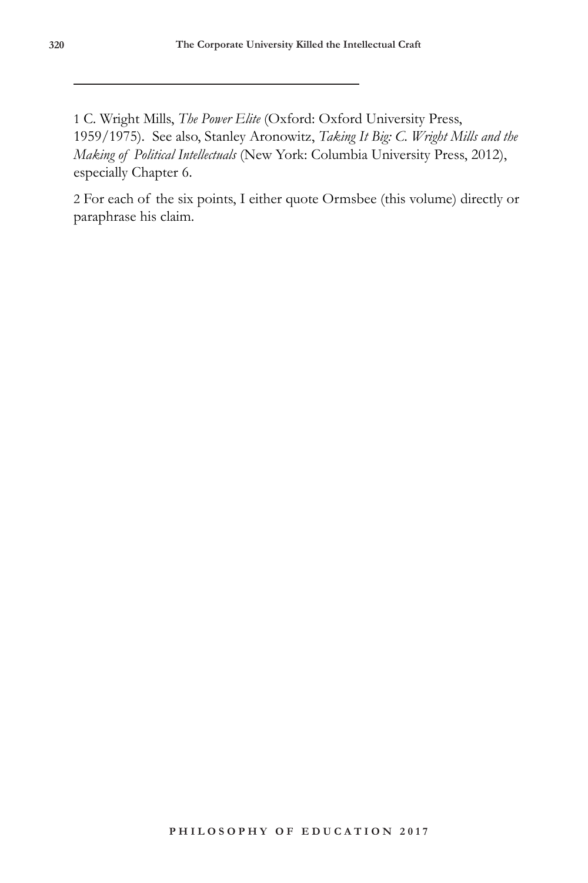1 C. Wright Mills, *The Power Elite* (Oxford: Oxford University Press, 1959/1975). See also, Stanley Aronowitz, *Taking It Big: C. Wright Mills and the Making of Political Intellectuals* (New York: Columbia University Press, 2012), especially Chapter 6.

2 For each of the six points, I either quote Ormsbee (this volume) directly or paraphrase his claim.